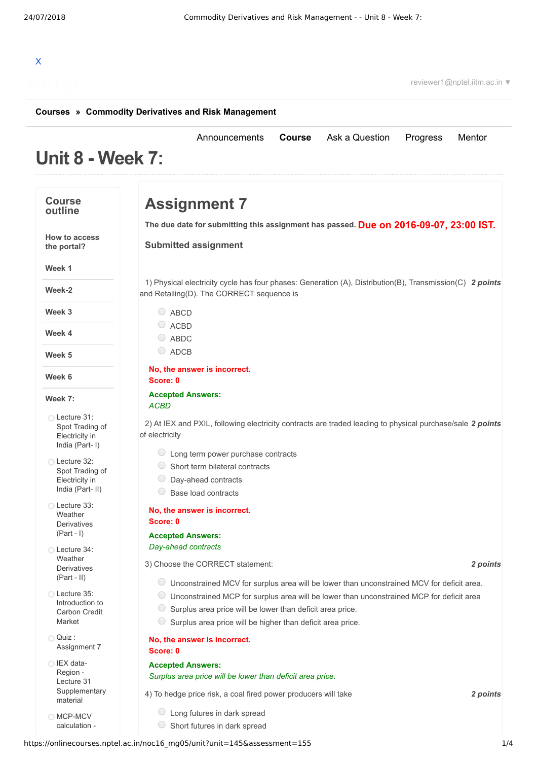X

reviewer1@nptel.iitm.ac.in ▼

**Courses » Commodity Derivatives and Risk Management**

Announcements **Course** Ask a Question Progress Mentor

# Unit 8 - Week 7:

## Course outline

- How to access the portal?
- Week 1
- Week-2
- Week 3
- Week 4
- Week 5
- Week 6
- Week 7:
  - Lecture 31: Spot Trading of Electricity in India (Part- I)
  - Lecture 32: Spot Trading of Electricity in India (Part- II)
  - Lecture 33: Weather Derivatives (Part - I)
  - Lecture 34: Weather Derivatives (Part - II)
  - Lecture 35: Introduction to Carbon Credit Market
  - Quiz : Assignment 7
  - IEX data-Region - Lecture 31 Supplementary material
  - MCP-MCV calculation -

# Assignment 7

**The due date for submitting this assignment has passed.** **Due on 2016-09-07, 23:00 IST.**

### Submitted assignment

1) Physical electricity cycle has four phases: Generation (A), Distribution(B), Transmission(C) and Retailing(D). The CORRECT sequence is ***2 points***

- ABCD
- ACBD
- ABDC
- ADCB

**No, the answer is incorrect.**
**Score: 0**

**Accepted Answers:**
*ACBD*

2) At IEX and PXIL, following electricity contracts are traded leading to physical purchase/sale of electricity ***2 points***

- Long term power purchase contracts
- Short term bilateral contracts
- Day-ahead contracts
- Base load contracts

**No, the answer is incorrect.**
**Score: 0**

**Accepted Answers:**
*Day-ahead contracts*

3) Choose the CORRECT statement: ***2 points***

- Unconstrained MCV for surplus area will be lower than unconstrained MCV for deficit area.
- Unconstrained MCP for surplus area will be lower than unconstrained MCP for deficit area
- Surplus area price will be lower than deficit area price.
- Surplus area price will be higher than deficit area price.

**No, the answer is incorrect.**
**Score: 0**

**Accepted Answers:**
*Surplus area price will be lower than deficit area price.*

4) To hedge price risk, a coal fired power producers will take ***2 points***

- Long futures in dark spread
- Short futures in dark spread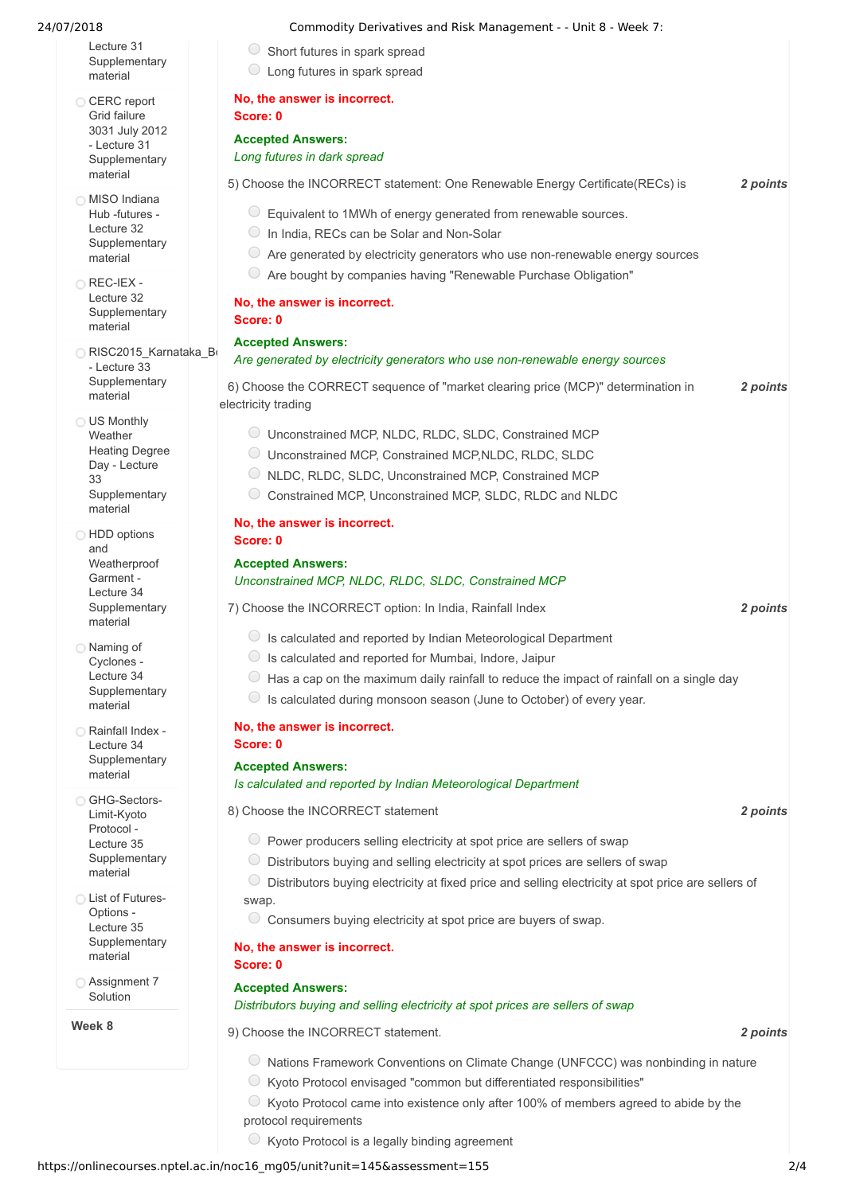- Lecture 31 Supplementary material
- CERC report Grid failure 3031 July 2012 - Lecture 31 Supplementary material
- MISO Indiana Hub -futures - Lecture 32 Supplementary material
- REC-IEX - Lecture 32 Supplementary material
- RISC2015_Karnataka_Bo - Lecture 33 Supplementary material
- US Monthly Weather Heating Degree Day - Lecture 33 Supplementary material
- HDD options and Weatherproof Garment - Lecture 34 Supplementary material
- Naming of Cyclones - Lecture 34 Supplementary material
- Rainfall Index - Lecture 34 Supplementary material
- GHG-Sectors-Limit-Kyoto Protocol - Lecture 35 Supplementary material
- List of Futures-Options - Lecture 35 Supplementary material
- Assignment 7 Solution

**Week 8**

- Short futures in spark spread
- Long futures in spark spread

**No, the answer is incorrect.**
**Score: 0**

**Accepted Answers:**
*Long futures in dark spread*

5) Choose the INCORRECT statement: One Renewable Energy Certificate(RECs) is **2 points**

- Equivalent to 1MWh of energy generated from renewable sources.
- In India, RECs can be Solar and Non-Solar
- Are generated by electricity generators who use non-renewable energy sources
- Are bought by companies having "Renewable Purchase Obligation"

**No, the answer is incorrect.**
**Score: 0**

**Accepted Answers:**
*Are generated by electricity generators who use non-renewable energy sources*

6) Choose the CORRECT sequence of "market clearing price (MCP)" determination in electricity trading **2 points**

- Unconstrained MCP, NLDC, RLDC, SLDC, Constrained MCP
- Unconstrained MCP, Constrained MCP,NLDC, RLDC, SLDC
- NLDC, RLDC, SLDC, Unconstrained MCP, Constrained MCP
- Constrained MCP, Unconstrained MCP, SLDC, RLDC and NLDC

**No, the answer is incorrect.**
**Score: 0**

**Accepted Answers:**
*Unconstrained MCP, NLDC, RLDC, SLDC, Constrained MCP*

7) Choose the INCORRECT option: In India, Rainfall Index **2 points**

- Is calculated and reported by Indian Meteorological Department
- Is calculated and reported for Mumbai, Indore, Jaipur
- Has a cap on the maximum daily rainfall to reduce the impact of rainfall on a single day
- Is calculated during monsoon season (June to October) of every year.

**No, the answer is incorrect.**
**Score: 0**

**Accepted Answers:**
*Is calculated and reported by Indian Meteorological Department*

8) Choose the INCORRECT statement **2 points**

- Power producers selling electricity at spot price are sellers of swap
- Distributors buying and selling electricity at spot prices are sellers of swap
- Distributors buying electricity at fixed price and selling electricity at spot price are sellers of swap.
- Consumers buying electricity at spot price are buyers of swap.

**No, the answer is incorrect.**
**Score: 0**

**Accepted Answers:**
*Distributors buying and selling electricity at spot prices are sellers of swap*

9) Choose the INCORRECT statement. **2 points**

- Nations Framework Conventions on Climate Change (UNFCCC) was nonbinding in nature
- Kyoto Protocol envisaged "common but differentiated responsibilities"
- Kyoto Protocol came into existence only after 100% of members agreed to abide by the protocol requirements
- Kyoto Protocol is a legally binding agreement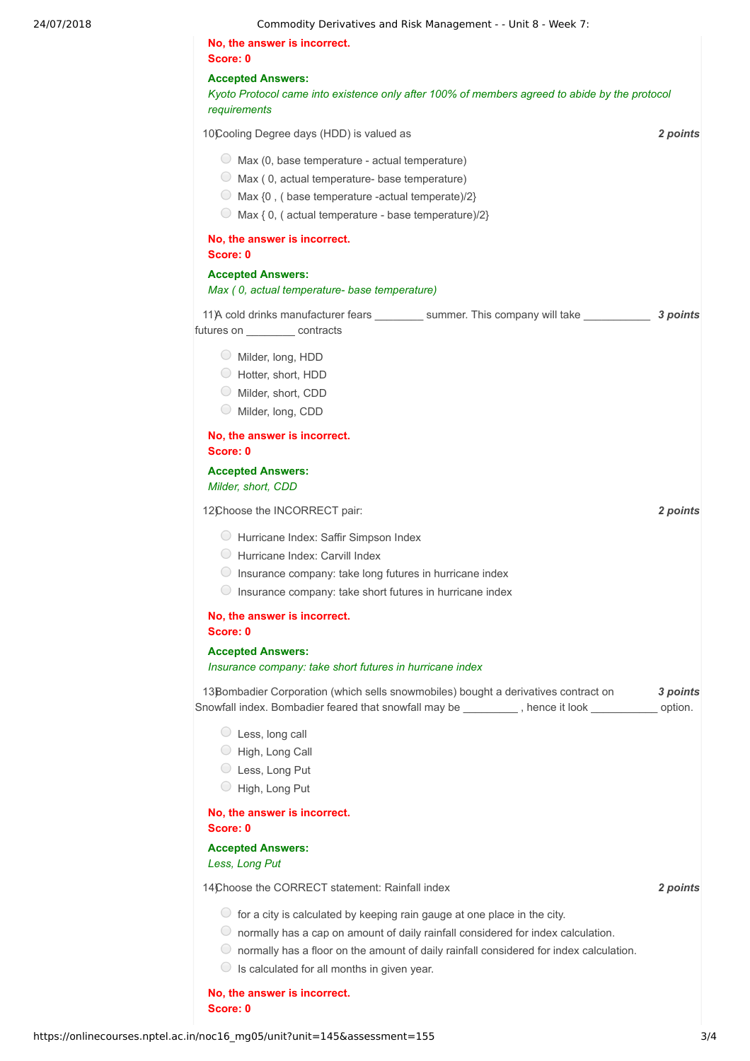**No, the answer is incorrect.**
**Score: 0**

**Accepted Answers:**
*Kyoto Protocol came into existence only after 100% of members agreed to abide by the protocol requirements*

10) Cooling Degree days (HDD) is valued as *2 points*

- Max (0, base temperature - actual temperature)
- Max ( 0, actual temperature- base temperature)
- Max {0 , ( base temperature -actual temperate)/2}
- Max { 0, ( actual temperature - base temperature)/2}

**No, the answer is incorrect.**
**Score: 0**

**Accepted Answers:**
*Max ( 0, actual temperature- base temperature)*

11) A cold drinks manufacturer fears ________ summer. This company will take ___________ futures on ________ contracts *3 points*

- Milder, long, HDD
- Hotter, short, HDD
- Milder, short, CDD
- Milder, long, CDD

**No, the answer is incorrect.**
**Score: 0**

**Accepted Answers:**
*Milder, short, CDD*

12) Choose the INCORRECT pair: *2 points*

- Hurricane Index: Saffir Simpson Index
- Hurricane Index: Carvill Index
- Insurance company: take long futures in hurricane index
- Insurance company: take short futures in hurricane index

**No, the answer is incorrect.**
**Score: 0**

**Accepted Answers:**
*Insurance company: take short futures in hurricane index*

13) Bombadier Corporation (which sells snowmobiles) bought a derivatives contract on Snowfall index. Bombadier feared that snowfall may be _________ , hence it look ___________ option. *3 points*

- Less, long call
- High, Long Call
- Less, Long Put
- High, Long Put

**No, the answer is incorrect.**
**Score: 0**

**Accepted Answers:**
*Less, Long Put*

14) Choose the CORRECT statement: Rainfall index *2 points*

- for a city is calculated by keeping rain gauge at one place in the city.
- normally has a cap on amount of daily rainfall considered for index calculation.
- normally has a floor on the amount of daily rainfall considered for index calculation.
- Is calculated for all months in given year.

**No, the answer is incorrect.**
**Score: 0**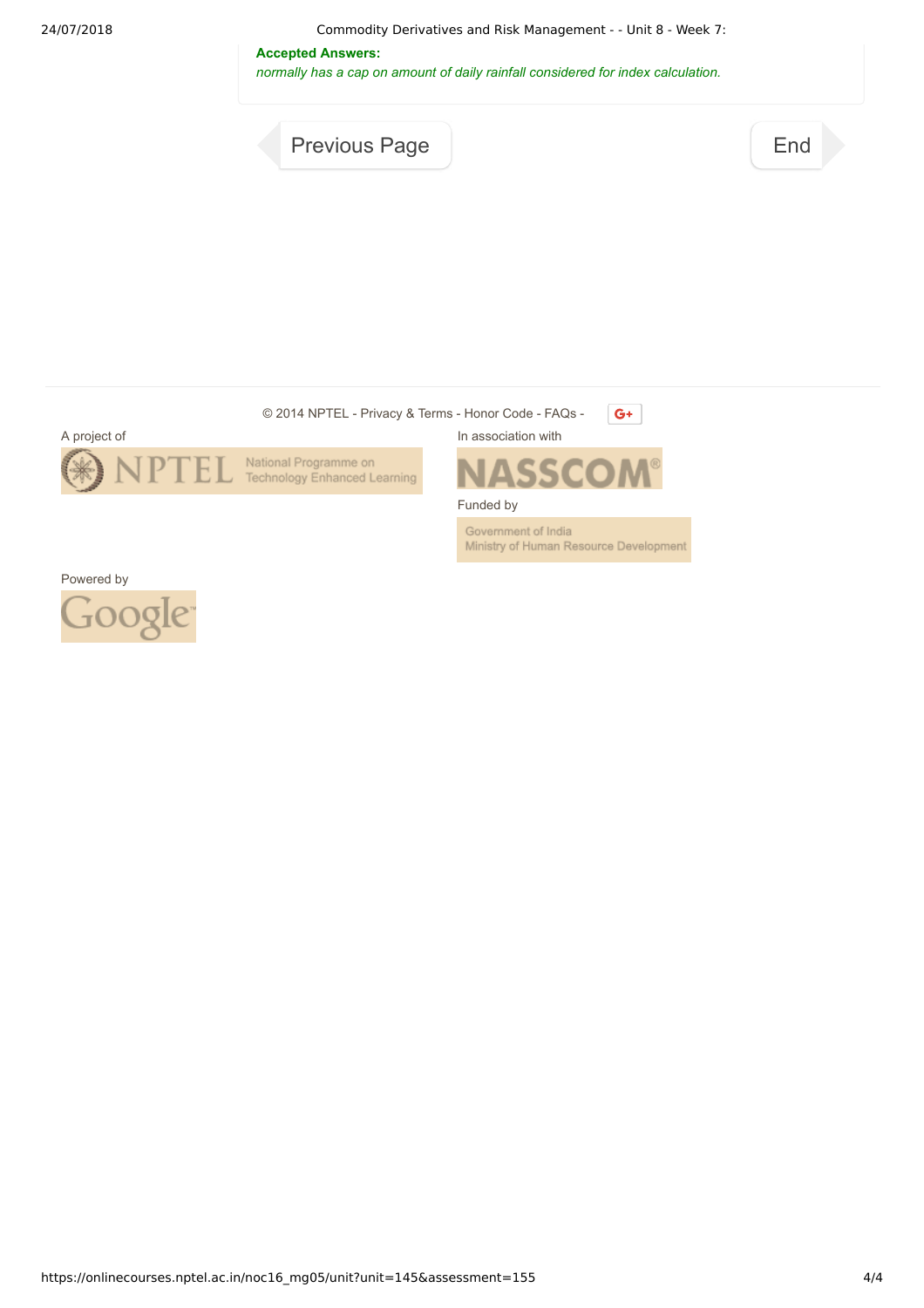**Accepted Answers:**

*normally has a cap on amount of daily rainfall considered for index calculation.*

Previous Page

End

© 2014 NPTEL - Privacy & Terms - Honor Code - FAQs -

A project of

NPTEL National Programme on Technology Enhanced Learning

In association with

NASSCOM

Funded by

Government of India Ministry of Human Resource Development

Powered by

Google